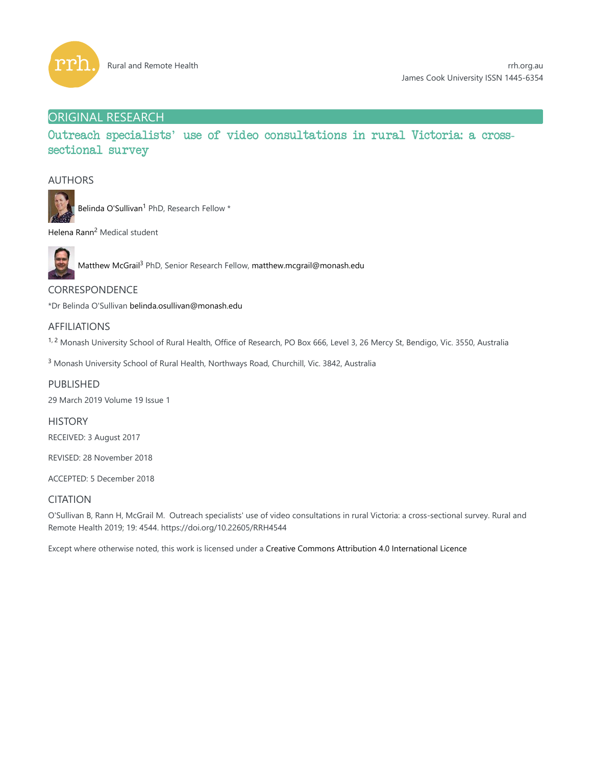Rural and Remote Health

rrh.org.au
James Cook University ISSN 1445-6354

ORIGINAL RESEARCH

# Outreach specialists' use of video consultations in rural Victoria: a cross-sectional survey

## AUTHORS

Belinda O'Sullivan[1] PhD, Research Fellow *

Helena Rann[2] Medical student

Matthew McGrail[3] PhD, Senior Research Fellow, matthew.mcgrail@monash.edu

## CORRESPONDENCE

*Dr Belinda O'Sullivan belinda.osullivan@monash.edu

## AFFILIATIONS

[1, 2] Monash University School of Rural Health, Office of Research, PO Box 666, Level 3, 26 Mercy St, Bendigo, Vic. 3550, Australia

[3] Monash University School of Rural Health, Northways Road, Churchill, Vic. 3842, Australia

## PUBLISHED

29 March 2019 Volume 19 Issue 1

## HISTORY

RECEIVED: 3 August 2017

REVISED: 28 November 2018

ACCEPTED: 5 December 2018

## CITATION

O'Sullivan B, Rann H, McGrail M. Outreach specialists' use of video consultations in rural Victoria: a cross-sectional survey. Rural and Remote Health 2019; 19: 4544. https://doi.org/10.22605/RRH4544

Except where otherwise noted, this work is licensed under a Creative Commons Attribution 4.0 International Licence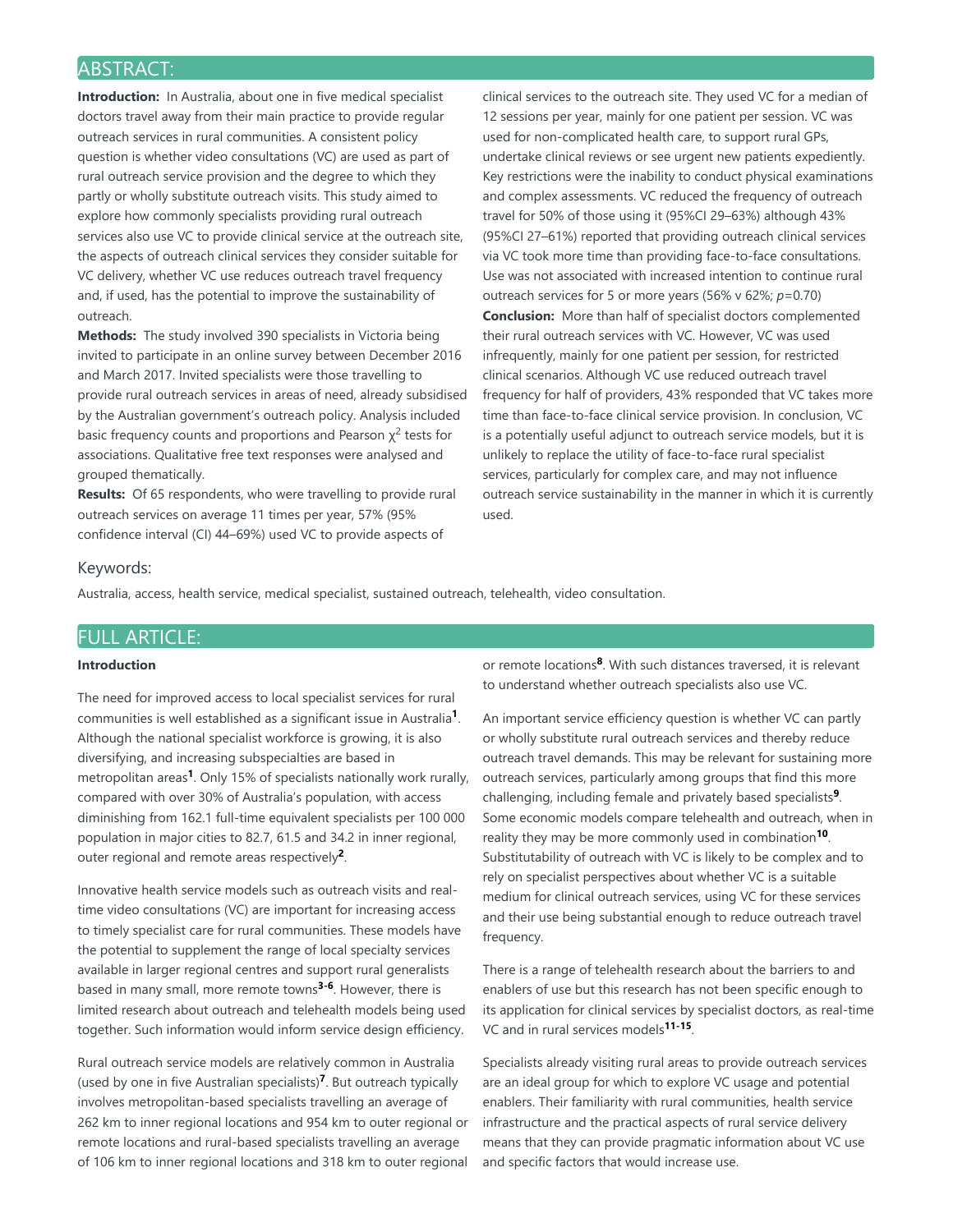## ABSTRACT:

**Introduction:** In Australia, about one in five medical specialist doctors travel away from their main practice to provide regular outreach services in rural communities. A consistent policy question is whether video consultations (VC) are used as part of rural outreach service provision and the degree to which they partly or wholly substitute outreach visits. This study aimed to explore how commonly specialists providing rural outreach services also use VC to provide clinical service at the outreach site, the aspects of outreach clinical services they consider suitable for VC delivery, whether VC use reduces outreach travel frequency and, if used, has the potential to improve the sustainability of outreach.

**Methods:** The study involved 390 specialists in Victoria being invited to participate in an online survey between December 2016 and March 2017. Invited specialists were those travelling to provide rural outreach services in areas of need, already subsidised by the Australian government's outreach policy. Analysis included basic frequency counts and proportions and Pearson $\chi^2$ tests for associations. Qualitative free text responses were analysed and grouped thematically.

**Results:** Of 65 respondents, who were travelling to provide rural outreach services on average 11 times per year, 57% (95% confidence interval (CI) 44–69%) used VC to provide aspects of clinical services to the outreach site. They used VC for a median of 12 sessions per year, mainly for one patient per session. VC was used for non-complicated health care, to support rural GPs, undertake clinical reviews or see urgent new patients expediently. Key restrictions were the inability to conduct physical examinations and complex assessments. VC reduced the frequency of outreach travel for 50% of those using it (95%CI 29–63%) although 43% (95%CI 27–61%) reported that providing outreach clinical services via VC took more time than providing face-to-face consultations. Use was not associated with increased intention to continue rural outreach services for 5 or more years (56% v 62%; $p$=0.70)

**Conclusion:** More than half of specialist doctors complemented their rural outreach services with VC. However, VC was used infrequently, mainly for one patient per session, for restricted clinical scenarios. Although VC use reduced outreach travel frequency for half of providers, 43% responded that VC takes more time than face-to-face clinical service provision. In conclusion, VC is a potentially useful adjunct to outreach service models, but it is unlikely to replace the utility of face-to-face rural specialist services, particularly for complex care, and may not influence outreach service sustainability in the manner in which it is currently used.

### Keywords:

Australia, access, health service, medical specialist, sustained outreach, telehealth, video consultation.

## FULL ARTICLE:

### Introduction

The need for improved access to local specialist services for rural communities is well established as a significant issue in Australia[1]. Although the national specialist workforce is growing, it is also diversifying, and increasing subspecialties are based in metropolitan areas[1]. Only 15% of specialists nationally work rurally, compared with over 30% of Australia's population, with access diminishing from 162.1 full-time equivalent specialists per 100 000 population in major cities to 82.7, 61.5 and 34.2 in inner regional, outer regional and remote areas respectively[2].

Innovative health service models such as outreach visits and real-time video consultations (VC) are important for increasing access to timely specialist care for rural communities. These models have the potential to supplement the range of local specialty services available in larger regional centres and support rural generalists based in many small, more remote towns[3-6]. However, there is limited research about outreach and telehealth models being used together. Such information would inform service design efficiency.

Rural outreach service models are relatively common in Australia (used by one in five Australian specialists)[7]. But outreach typically involves metropolitan-based specialists travelling an average of 262 km to inner regional locations and 954 km to outer regional or remote locations and rural-based specialists travelling an average of 106 km to inner regional locations and 318 km to outer regional or remote locations[8]. With such distances traversed, it is relevant to understand whether outreach specialists also use VC.

An important service efficiency question is whether VC can partly or wholly substitute rural outreach services and thereby reduce outreach travel demands. This may be relevant for sustaining more outreach services, particularly among groups that find this more challenging, including female and privately based specialists[9]. Some economic models compare telehealth and outreach, when in reality they may be more commonly used in combination[10]. Substitutability of outreach with VC is likely to be complex and to rely on specialist perspectives about whether VC is a suitable medium for clinical outreach services, using VC for these services and their use being substantial enough to reduce outreach travel frequency.

There is a range of telehealth research about the barriers to and enablers of use but this research has not been specific enough to its application for clinical services by specialist doctors, as real-time VC and in rural services models[11-15].

Specialists already visiting rural areas to provide outreach services are an ideal group for which to explore VC usage and potential enablers. Their familiarity with rural communities, health service infrastructure and the practical aspects of rural service delivery means that they can provide pragmatic information about VC use and specific factors that would increase use.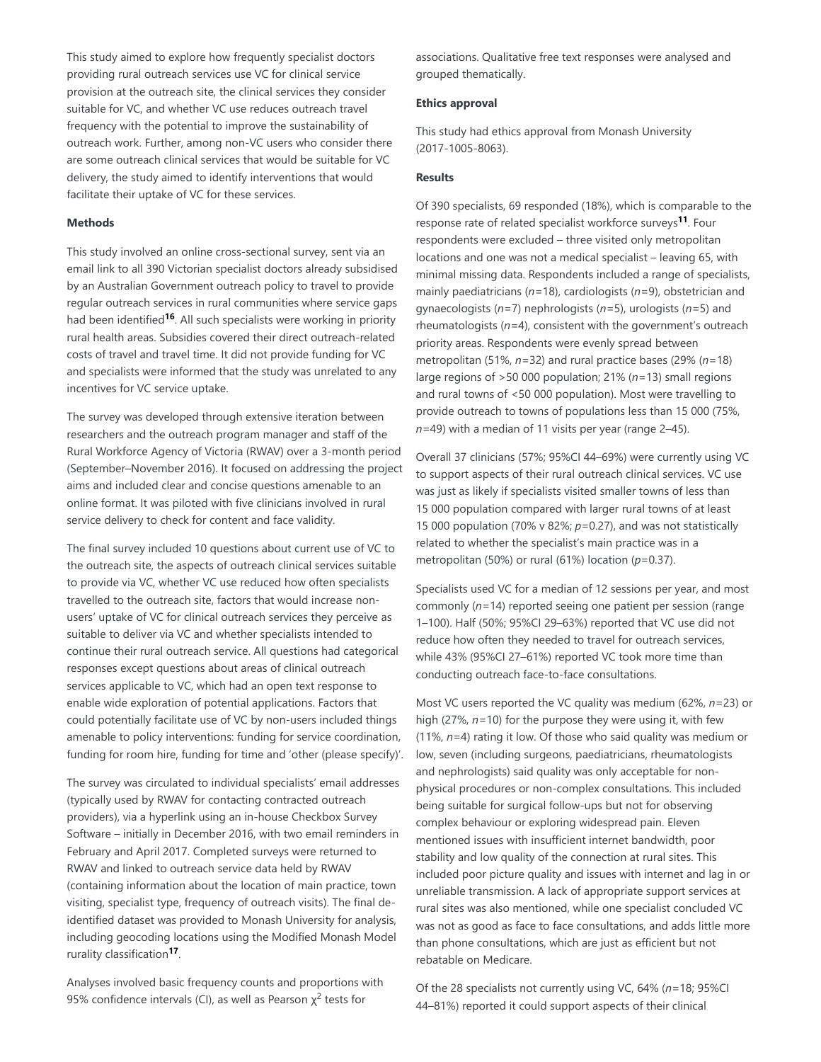This study aimed to explore how frequently specialist doctors providing rural outreach services use VC for clinical service provision at the outreach site, the clinical services they consider suitable for VC, and whether VC use reduces outreach travel frequency with the potential to improve the sustainability of outreach work. Further, among non-VC users who consider there are some outreach clinical services that would be suitable for VC delivery, the study aimed to identify interventions that would facilitate their uptake of VC for these services.

**Methods**

This study involved an online cross-sectional survey, sent via an email link to all 390 Victorian specialist doctors already subsidised by an Australian Government outreach policy to travel to provide regular outreach services in rural communities where service gaps had been identified[16]. All such specialists were working in priority rural health areas. Subsidies covered their direct outreach-related costs of travel and travel time. It did not provide funding for VC and specialists were informed that the study was unrelated to any incentives for VC service uptake.

The survey was developed through extensive iteration between researchers and the outreach program manager and staff of the Rural Workforce Agency of Victoria (RWAV) over a 3-month period (September–November 2016). It focused on addressing the project aims and included clear and concise questions amenable to an online format. It was piloted with five clinicians involved in rural service delivery to check for content and face validity.

The final survey included 10 questions about current use of VC to the outreach site, the aspects of outreach clinical services suitable to provide via VC, whether VC use reduced how often specialists travelled to the outreach site, factors that would increase non-users' uptake of VC for clinical outreach services they perceive as suitable to deliver via VC and whether specialists intended to continue their rural outreach service. All questions had categorical responses except questions about areas of clinical outreach services applicable to VC, which had an open text response to enable wide exploration of potential applications. Factors that could potentially facilitate use of VC by non-users included things amenable to policy interventions: funding for service coordination, funding for room hire, funding for time and 'other (please specify)'.

The survey was circulated to individual specialists' email addresses (typically used by RWAV for contacting contracted outreach providers), via a hyperlink using an in-house Checkbox Survey Software – initially in December 2016, with two email reminders in February and April 2017. Completed surveys were returned to RWAV and linked to outreach service data held by RWAV (containing information about the location of main practice, town visiting, specialist type, frequency of outreach visits). The final de-identified dataset was provided to Monash University for analysis, including geocoding locations using the Modified Monash Model rurality classification[17].

Analyses involved basic frequency counts and proportions with 95% confidence intervals (CI), as well as Pearson $\chi^2$ tests for associations. Qualitative free text responses were analysed and grouped thematically.

**Ethics approval**

This study had ethics approval from Monash University (2017-1005-8063).

**Results**

Of 390 specialists, 69 responded (18%), which is comparable to the response rate of related specialist workforce surveys[11]. Four respondents were excluded – three visited only metropolitan locations and one was not a medical specialist – leaving 65, with minimal missing data. Respondents included a range of specialists, mainly paediatricians (*n*=18), cardiologists (*n*=9), obstetrician and gynaecologists (*n*=7) nephrologists (*n*=5), urologists (*n*=5) and rheumatologists (*n*=4), consistent with the government's outreach priority areas. Respondents were evenly spread between metropolitan (51%, *n*=32) and rural practice bases (29% (*n*=18) large regions of >50 000 population; 21% (*n*=13) small regions and rural towns of <50 000 population). Most were travelling to provide outreach to towns of populations less than 15 000 (75%, *n*=49) with a median of 11 visits per year (range 2–45).

Overall 37 clinicians (57%; 95%CI 44–69%) were currently using VC to support aspects of their rural outreach clinical services. VC use was just as likely if specialists visited smaller towns of less than 15 000 population compared with larger rural towns of at least 15 000 population (70% v 82%; $p$=0.27), and was not statistically related to whether the specialist's main practice was in a metropolitan (50%) or rural (61%) location ($p$=0.37).

Specialists used VC for a median of 12 sessions per year, and most commonly (*n*=14) reported seeing one patient per session (range 1–100). Half (50%; 95%CI 29–63%) reported that VC use did not reduce how often they needed to travel for outreach services, while 43% (95%CI 27–61%) reported VC took more time than conducting outreach face-to-face consultations.

Most VC users reported the VC quality was medium (62%, *n*=23) or high (27%, *n*=10) for the purpose they were using it, with few (11%, *n*=4) rating it low. Of those who said quality was medium or low, seven (including surgeons, paediatricians, rheumatologists and nephrologists) said quality was only acceptable for non-physical procedures or non-complex consultations. This included being suitable for surgical follow-ups but not for observing complex behaviour or exploring widespread pain. Eleven mentioned issues with insufficient internet bandwidth, poor stability and low quality of the connection at rural sites. This included poor picture quality and issues with internet and lag in or unreliable transmission. A lack of appropriate support services at rural sites was also mentioned, while one specialist concluded VC was not as good as face to face consultations, and adds little more than phone consultations, which are just as efficient but not rebatable on Medicare.

Of the 28 specialists not currently using VC, 64% (*n*=18; 95%CI 44–81%) reported it could support aspects of their clinical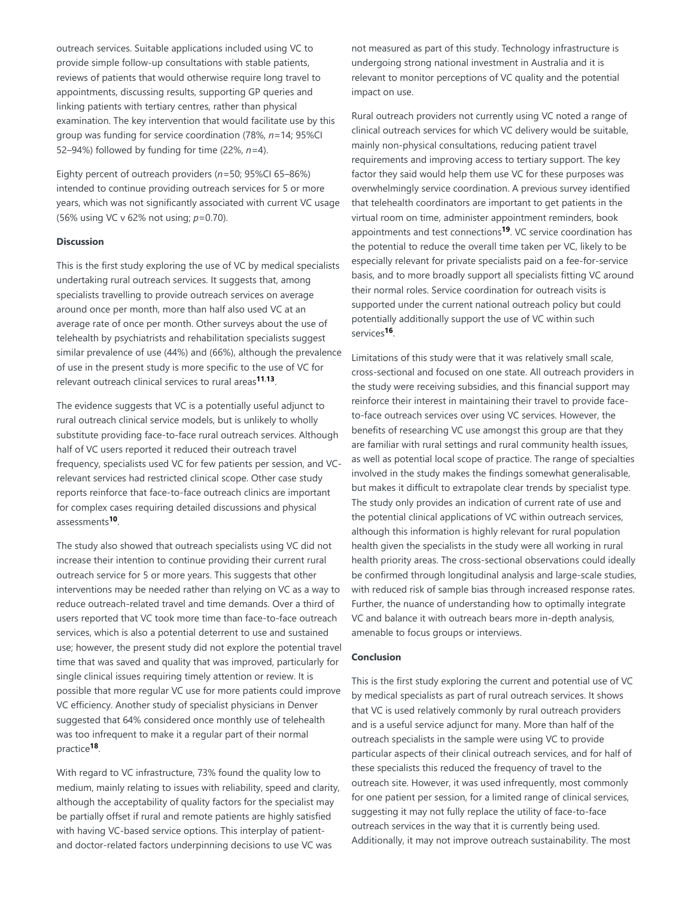outreach services. Suitable applications included using VC to provide simple follow-up consultations with stable patients, reviews of patients that would otherwise require long travel to appointments, discussing results, supporting GP queries and linking patients with tertiary centres, rather than physical examination. The key intervention that would facilitate use by this group was funding for service coordination (78%, *n*=14; 95%CI 52–94%) followed by funding for time (22%, *n*=4).

Eighty percent of outreach providers (*n*=50; 95%CI 65–86%) intended to continue providing outreach services for 5 or more years, which was not significantly associated with current VC usage (56% using VC v 62% not using; *p*=0.70).

**Discussion**

This is the first study exploring the use of VC by medical specialists undertaking rural outreach services. It suggests that, among specialists travelling to provide outreach services on average around once per month, more than half also used VC at an average rate of once per month. Other surveys about the use of telehealth by psychiatrists and rehabilitation specialists suggest similar prevalence of use (44%) and (66%), although the prevalence of use in the present study is more specific to the use of VC for relevant outreach clinical services to rural areas[11,13].

The evidence suggests that VC is a potentially useful adjunct to rural outreach clinical service models, but is unlikely to wholly substitute providing face-to-face rural outreach services. Although half of VC users reported it reduced their outreach travel frequency, specialists used VC for few patients per session, and VC-relevant services had restricted clinical scope. Other case study reports reinforce that face-to-face outreach clinics are important for complex cases requiring detailed discussions and physical assessments[10].

The study also showed that outreach specialists using VC did not increase their intention to continue providing their current rural outreach service for 5 or more years. This suggests that other interventions may be needed rather than relying on VC as a way to reduce outreach-related travel and time demands. Over a third of users reported that VC took more time than face-to-face outreach services, which is also a potential deterrent to use and sustained use; however, the present study did not explore the potential travel time that was saved and quality that was improved, particularly for single clinical issues requiring timely attention or review. It is possible that more regular VC use for more patients could improve VC efficiency. Another study of specialist physicians in Denver suggested that 64% considered once monthly use of telehealth was too infrequent to make it a regular part of their normal practice[18].

With regard to VC infrastructure, 73% found the quality low to medium, mainly relating to issues with reliability, speed and clarity, although the acceptability of quality factors for the specialist may be partially offset if rural and remote patients are highly satisfied with having VC-based service options. This interplay of patient- and doctor-related factors underpinning decisions to use VC was not measured as part of this study. Technology infrastructure is undergoing strong national investment in Australia and it is relevant to monitor perceptions of VC quality and the potential impact on use.

Rural outreach providers not currently using VC noted a range of clinical outreach services for which VC delivery would be suitable, mainly non-physical consultations, reducing patient travel requirements and improving access to tertiary support. The key factor they said would help them use VC for these purposes was overwhelmingly service coordination. A previous survey identified that telehealth coordinators are important to get patients in the virtual room on time, administer appointment reminders, book appointments and test connections[19]. VC service coordination has the potential to reduce the overall time taken per VC, likely to be especially relevant for private specialists paid on a fee-for-service basis, and to more broadly support all specialists fitting VC around their normal roles. Service coordination for outreach visits is supported under the current national outreach policy but could potentially additionally support the use of VC within such services[16].

Limitations of this study were that it was relatively small scale, cross-sectional and focused on one state. All outreach providers in the study were receiving subsidies, and this financial support may reinforce their interest in maintaining their travel to provide face-to-face outreach services over using VC services. However, the benefits of researching VC use amongst this group are that they are familiar with rural settings and rural community health issues, as well as potential local scope of practice. The range of specialties involved in the study makes the findings somewhat generalisable, but makes it difficult to extrapolate clear trends by specialist type. The study only provides an indication of current rate of use and the potential clinical applications of VC within outreach services, although this information is highly relevant for rural population health given the specialists in the study were all working in rural health priority areas. The cross-sectional observations could ideally be confirmed through longitudinal analysis and large-scale studies, with reduced risk of sample bias through increased response rates. Further, the nuance of understanding how to optimally integrate VC and balance it with outreach bears more in-depth analysis, amenable to focus groups or interviews.

**Conclusion**

This is the first study exploring the current and potential use of VC by medical specialists as part of rural outreach services. It shows that VC is used relatively commonly by rural outreach providers and is a useful service adjunct for many. More than half of the outreach specialists in the sample were using VC to provide particular aspects of their clinical outreach services, and for half of these specialists this reduced the frequency of travel to the outreach site. However, it was used infrequently, most commonly for one patient per session, for a limited range of clinical services, suggesting it may not fully replace the utility of face-to-face outreach services in the way that it is currently being used. Additionally, it may not improve outreach sustainability. The most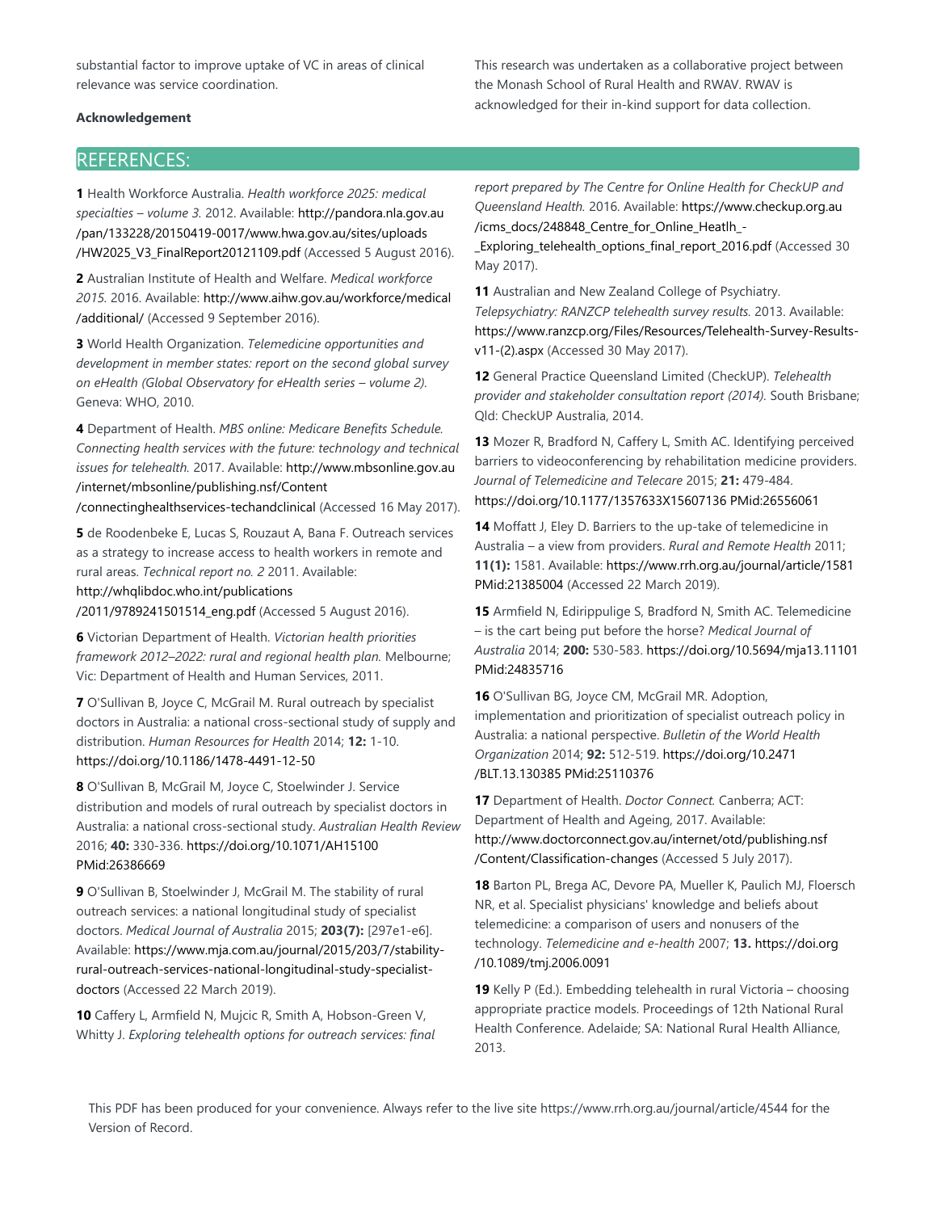substantial factor to improve uptake of VC in areas of clinical relevance was service coordination.

**Acknowledgement**

This research was undertaken as a collaborative project between the Monash School of Rural Health and RWAV. RWAV is acknowledged for their in-kind support for data collection.

## REFERENCES:

**1** Health Workforce Australia. *Health workforce 2025: medical specialties – volume 3.* 2012. Available: http://pandora.nla.gov.au/pan/133228/20150419-0017/www.hwa.gov.au/sites/uploads/HW2025_V3_FinalReport20121109.pdf (Accessed 5 August 2016).

**2** Australian Institute of Health and Welfare. *Medical workforce 2015.* 2016. Available: http://www.aihw.gov.au/workforce/medical/additional/ (Accessed 9 September 2016).

**3** World Health Organization. *Telemedicine opportunities and development in member states: report on the second global survey on eHealth (Global Observatory for eHealth series – volume 2).* Geneva: WHO, 2010.

**4** Department of Health. *MBS online: Medicare Benefits Schedule. Connecting health services with the future: technology and technical issues for telehealth.* 2017. Available: http://www.mbsonline.gov.au/internet/mbsonline/publishing.nsf/Content/connectinghealthservices-techandclinical (Accessed 16 May 2017).

**5** de Roodenbeke E, Lucas S, Rouzaut A, Bana F. Outreach services as a strategy to increase access to health workers in remote and rural areas. *Technical report no. 2* 2011. Available: http://whqlibdoc.who.int/publications/2011/9789241501514_eng.pdf (Accessed 5 August 2016).

**6** Victorian Department of Health. *Victorian health priorities framework 2012–2022: rural and regional health plan.* Melbourne; Vic: Department of Health and Human Services, 2011.

**7** O'Sullivan B, Joyce C, McGrail M. Rural outreach by specialist doctors in Australia: a national cross-sectional study of supply and distribution. *Human Resources for Health* 2014; **12:** 1-10. https://doi.org/10.1186/1478-4491-12-50

**8** O'Sullivan B, McGrail M, Joyce C, Stoelwinder J. Service distribution and models of rural outreach by specialist doctors in Australia: a national cross-sectional study. *Australian Health Review* 2016; **40:** 330-336. https://doi.org/10.1071/AH15100 PMid:26386669

**9** O'Sullivan B, Stoelwinder J, McGrail M. The stability of rural outreach services: a national longitudinal study of specialist doctors. *Medical Journal of Australia* 2015; **203(7):** [297e1-e6]. Available: https://www.mja.com.au/journal/2015/203/7/stability-rural-outreach-services-national-longitudinal-study-specialist-doctors (Accessed 22 March 2019).

**10** Caffery L, Armfield N, Mujcic R, Smith A, Hobson-Green V, Whitty J. *Exploring telehealth options for outreach services: final report prepared by The Centre for Online Health for CheckUP and Queensland Health.* 2016. Available: https://www.checkup.org.au/icms_docs/248848_Centre_for_Online_Heatlh_-_Exploring_telehealth_options_final_report_2016.pdf (Accessed 30 May 2017).

**11** Australian and New Zealand College of Psychiatry. *Telepsychiatry: RANZCP telehealth survey results.* 2013. Available: https://www.ranzcp.org/Files/Resources/Telehealth-Survey-Results-v11-(2).aspx (Accessed 30 May 2017).

**12** General Practice Queensland Limited (CheckUP). *Telehealth provider and stakeholder consultation report (2014).* South Brisbane; Qld: CheckUP Australia, 2014.

**13** Mozer R, Bradford N, Caffery L, Smith AC. Identifying perceived barriers to videoconferencing by rehabilitation medicine providers. *Journal of Telemedicine and Telecare* 2015; **21:** 479-484. https://doi.org/10.1177/1357633X15607136 PMid:26556061

**14** Moffatt J, Eley D. Barriers to the up-take of telemedicine in Australia – a view from providers. *Rural and Remote Health* 2011; **11(1):** 1581. Available: https://www.rrh.org.au/journal/article/1581 PMid:21385004 (Accessed 22 March 2019).

**15** Armfield N, Edirippulige S, Bradford N, Smith AC. Telemedicine – is the cart being put before the horse? *Medical Journal of Australia* 2014; **200:** 530-583. https://doi.org/10.5694/mja13.11101 PMid:24835716

**16** O'Sullivan BG, Joyce CM, McGrail MR. Adoption, implementation and prioritization of specialist outreach policy in Australia: a national perspective. *Bulletin of the World Health Organization* 2014; **92:** 512-519. https://doi.org/10.2471/BLT.13.130385 PMid:25110376

**17** Department of Health. *Doctor Connect.* Canberra; ACT: Department of Health and Ageing, 2017. Available: http://www.doctorconnect.gov.au/internet/otd/publishing.nsf/Content/Classification-changes (Accessed 5 July 2017).

**18** Barton PL, Brega AC, Devore PA, Mueller K, Paulich MJ, Floersch NR, et al. Specialist physicians' knowledge and beliefs about telemedicine: a comparison of users and nonusers of the technology. *Telemedicine and e-health* 2007; **13.** https://doi.org/10.1089/tmj.2006.0091

**19** Kelly P (Ed.). Embedding telehealth in rural Victoria – choosing appropriate practice models. Proceedings of 12th National Rural Health Conference. Adelaide; SA: National Rural Health Alliance, 2013.

This PDF has been produced for your convenience. Always refer to the live site https://www.rrh.org.au/journal/article/4544 for the Version of Record.